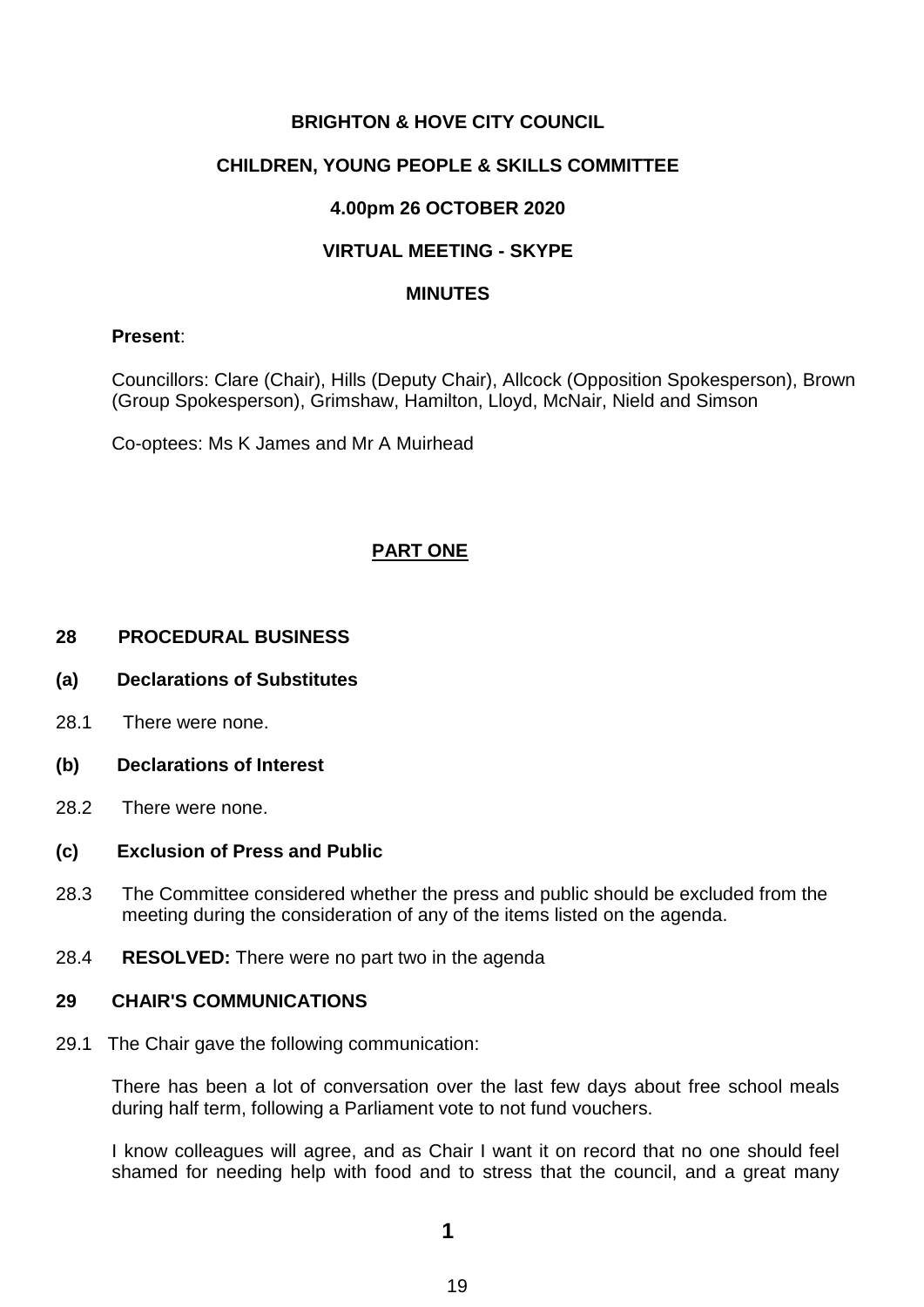**BRIGHTON & HOVE CITY COUNCIL**

**CHILDREN, YOUNG PEOPLE & SKILLS COMMITTEE**

**4.00pm 26 OCTOBER 2020**

**VIRTUAL MEETING - SKYPE**

**MINUTES**

**Present**:

Councillors: Clare (Chair), Hills (Deputy Chair), Allcock (Opposition Spokesperson), Brown (Group Spokesperson), Grimshaw, Hamilton, Lloyd, McNair, Nield and Simson

Co-optees: Ms K James and Mr A Muirhead

**PART ONE**

## 28 PROCEDURAL BUSINESS

### (a) Declarations of Substitutes

28.1 There were none.

### (b) Declarations of Interest

28.2 There were none.

### (c) Exclusion of Press and Public

28.3 The Committee considered whether the press and public should be excluded from the meeting during the consideration of any of the items listed on the agenda.

28.4 **RESOLVED:** There were no part two in the agenda

## 29 CHAIR'S COMMUNICATIONS

29.1 The Chair gave the following communication:

There has been a lot of conversation over the last few days about free school meals during half term, following a Parliament vote to not fund vouchers.

I know colleagues will agree, and as Chair I want it on record that no one should feel shamed for needing help with food and to stress that the council, and a great many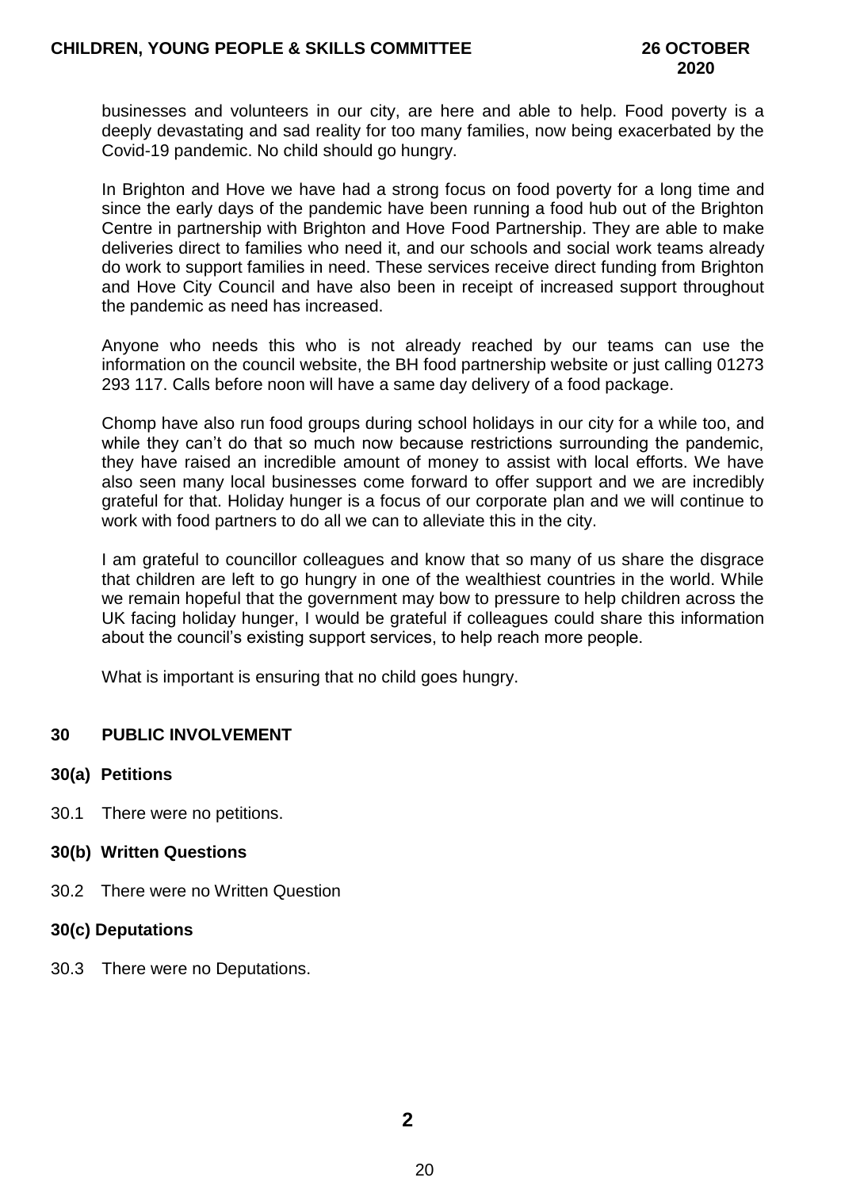businesses and volunteers in our city, are here and able to help. Food poverty is a deeply devastating and sad reality for too many families, now being exacerbated by the Covid-19 pandemic. No child should go hungry.

In Brighton and Hove we have had a strong focus on food poverty for a long time and since the early days of the pandemic have been running a food hub out of the Brighton Centre in partnership with Brighton and Hove Food Partnership. They are able to make deliveries direct to families who need it, and our schools and social work teams already do work to support families in need. These services receive direct funding from Brighton and Hove City Council and have also been in receipt of increased support throughout the pandemic as need has increased.

Anyone who needs this who is not already reached by our teams can use the information on the council website, the BH food partnership website or just calling 01273 293 117. Calls before noon will have a same day delivery of a food package.

Chomp have also run food groups during school holidays in our city for a while too, and while they can't do that so much now because restrictions surrounding the pandemic, they have raised an incredible amount of money to assist with local efforts. We have also seen many local businesses come forward to offer support and we are incredibly grateful for that. Holiday hunger is a focus of our corporate plan and we will continue to work with food partners to do all we can to alleviate this in the city.

I am grateful to councillor colleagues and know that so many of us share the disgrace that children are left to go hungry in one of the wealthiest countries in the world. While we remain hopeful that the government may bow to pressure to help children across the UK facing holiday hunger, I would be grateful if colleagues could share this information about the council's existing support services, to help reach more people.

What is important is ensuring that no child goes hungry.

## 30 PUBLIC INVOLVEMENT

### 30(a) Petitions

30.1 There were no petitions.

### 30(b) Written Questions

30.2 There were no Written Question

### 30(c) Deputations

30.3 There were no Deputations.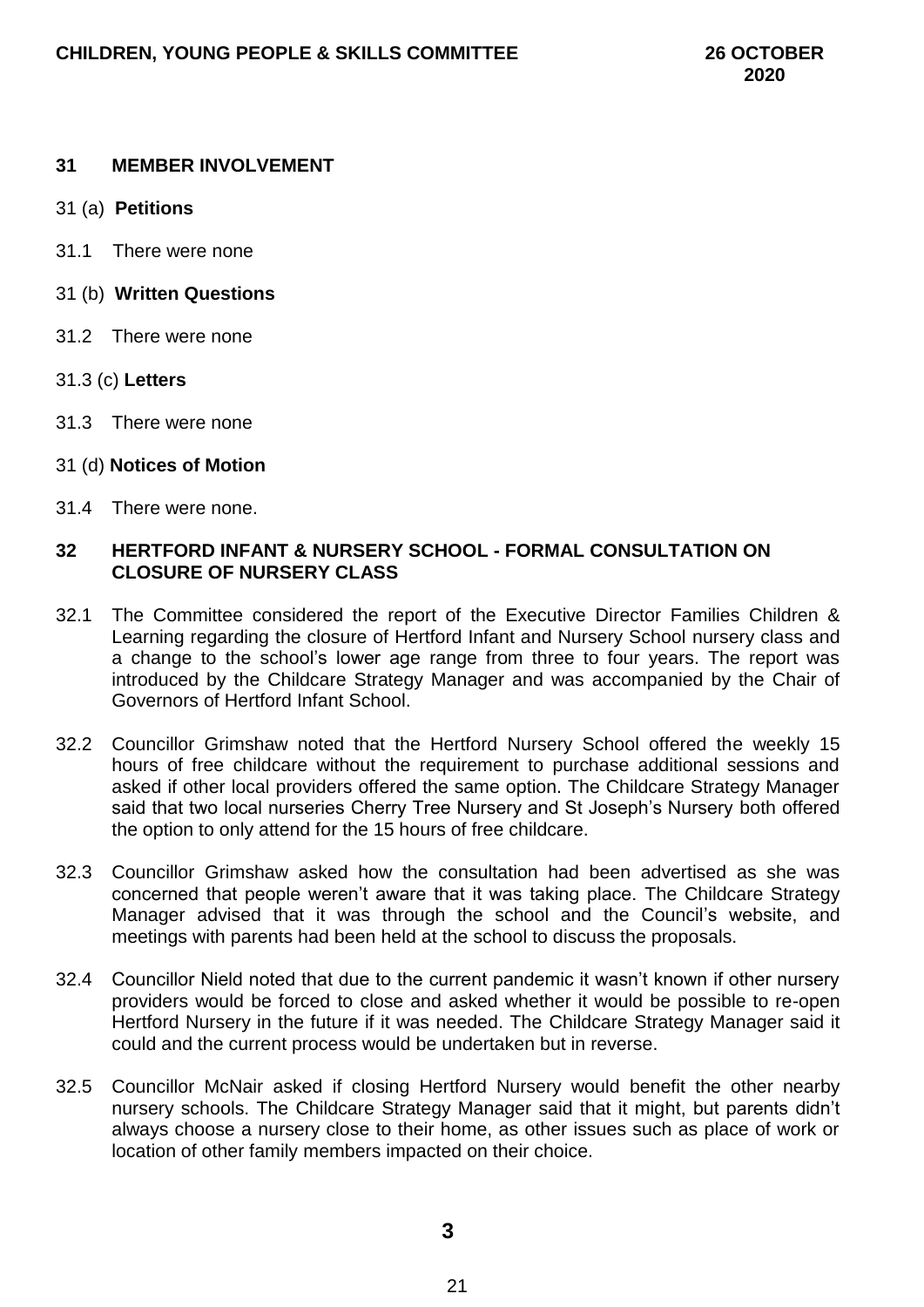## 31 MEMBER INVOLVEMENT

31 (a) **Petitions**

31.1 There were none

31 (b) **Written Questions**

31.2 There were none

31.3 (c) **Letters**

31.3 There were none

31 (d) **Notices of Motion**

31.4 There were none.

## 32 HERTFORD INFANT & NURSERY SCHOOL - FORMAL CONSULTATION ON CLOSURE OF NURSERY CLASS

32.1 The Committee considered the report of the Executive Director Families Children & Learning regarding the closure of Hertford Infant and Nursery School nursery class and a change to the school's lower age range from three to four years. The report was introduced by the Childcare Strategy Manager and was accompanied by the Chair of Governors of Hertford Infant School.

32.2 Councillor Grimshaw noted that the Hertford Nursery School offered the weekly 15 hours of free childcare without the requirement to purchase additional sessions and asked if other local providers offered the same option. The Childcare Strategy Manager said that two local nurseries Cherry Tree Nursery and St Joseph's Nursery both offered the option to only attend for the 15 hours of free childcare.

32.3 Councillor Grimshaw asked how the consultation had been advertised as she was concerned that people weren't aware that it was taking place. The Childcare Strategy Manager advised that it was through the school and the Council's website, and meetings with parents had been held at the school to discuss the proposals.

32.4 Councillor Nield noted that due to the current pandemic it wasn't known if other nursery providers would be forced to close and asked whether it would be possible to re-open Hertford Nursery in the future if it was needed. The Childcare Strategy Manager said it could and the current process would be undertaken but in reverse.

32.5 Councillor McNair asked if closing Hertford Nursery would benefit the other nearby nursery schools. The Childcare Strategy Manager said that it might, but parents didn't always choose a nursery close to their home, as other issues such as place of work or location of other family members impacted on their choice.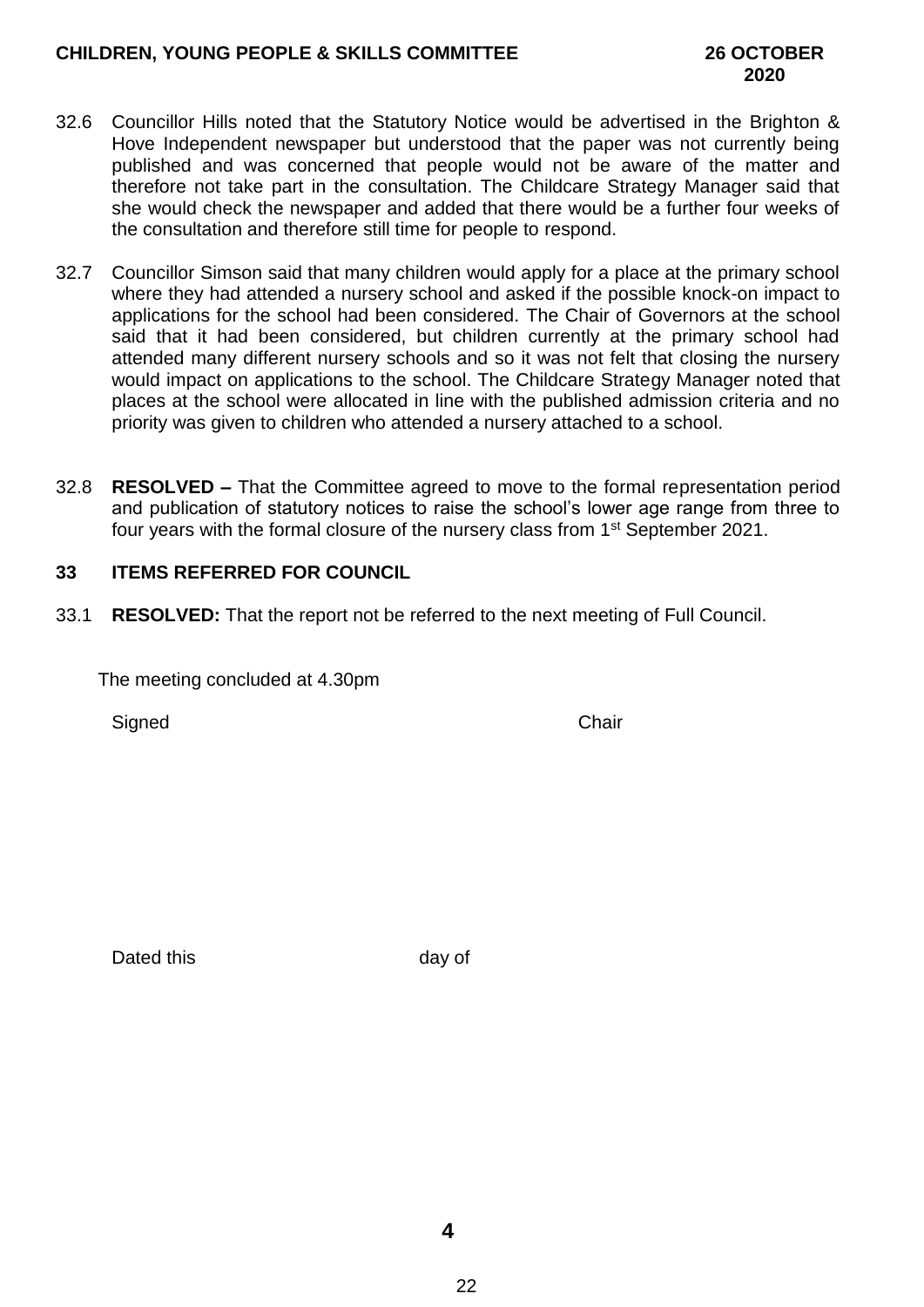32.6 Councillor Hills noted that the Statutory Notice would be advertised in the Brighton & Hove Independent newspaper but understood that the paper was not currently being published and was concerned that people would not be aware of the matter and therefore not take part in the consultation. The Childcare Strategy Manager said that she would check the newspaper and added that there would be a further four weeks of the consultation and therefore still time for people to respond.

32.7 Councillor Simson said that many children would apply for a place at the primary school where they had attended a nursery school and asked if the possible knock-on impact to applications for the school had been considered. The Chair of Governors at the school said that it had been considered, but children currently at the primary school had attended many different nursery schools and so it was not felt that closing the nursery would impact on applications to the school. The Childcare Strategy Manager noted that places at the school were allocated in line with the published admission criteria and no priority was given to children who attended a nursery attached to a school.

32.8 **RESOLVED –** That the Committee agreed to move to the formal representation period and publication of statutory notices to raise the school's lower age range from three to four years with the formal closure of the nursery class from 1st September 2021.

## 33 ITEMS REFERRED FOR COUNCIL

33.1 **RESOLVED:** That the report not be referred to the next meeting of Full Council.

The meeting concluded at 4.30pm

Signed Chair

Dated this day of